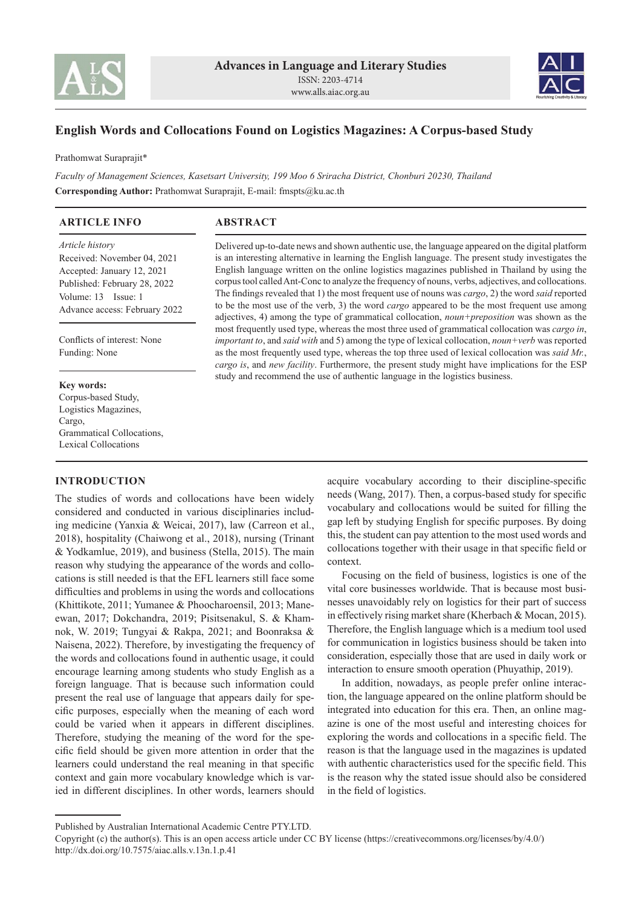# English Words and Collocations Found on Logistics Magazines: A Corpus-based Study

Prathomwat Suraprajit*

*Faculty of Management Sciences, Kasetsart University, 199 Moo 6 Sriracha District, Chonburi 20230, Thailand*

**Corresponding Author:** Prathomwat Suraprajit, E-mail: fmspts@ku.ac.th

## ARTICLE INFO

*Article history*
Received: November 04, 2021
Accepted: January 12, 2021
Published: February 28, 2022
Volume: 13 Issue: 1
Advance access: February 2022

Conflicts of interest: None
Funding: None

**Key words:**
Corpus-based Study,
Logistics Magazines,
Cargo,
Grammatical Collocations,
Lexical Collocations

## ABSTRACT

Delivered up-to-date news and shown authentic use, the language appeared on the digital platform is an interesting alternative in learning the English language. The present study investigates the English language written on the online logistics magazines published in Thailand by using the corpus tool called Ant-Conc to analyze the frequency of nouns, verbs, adjectives, and collocations. The findings revealed that 1) the most frequent use of nouns was *cargo*, 2) the word *said* reported to be the most use of the verb, 3) the word *cargo* appeared to be the most frequent use among adjectives, 4) among the type of grammatical collocation, *noun+preposition* was shown as the most frequently used type, whereas the most three used of grammatical collocation was *cargo in*, *important to*, and *said with* and 5) among the type of lexical collocation, *noun+verb* was reported as the most frequently used type, whereas the top three used of lexical collocation was *said Mr.*, *cargo is*, and *new facility*. Furthermore, the present study might have implications for the ESP study and recommend the use of authentic language in the logistics business.

## INTRODUCTION

The studies of words and collocations have been widely considered and conducted in various disciplinaries including medicine (Yanxia & Weicai, 2017), law (Carreon et al., 2018), hospitality (Chaiwong et al., 2018), nursing (Trinant & Yodkamlue, 2019), and business (Stella, 2015). The main reason why studying the appearance of the words and collocations is still needed is that the EFL learners still face some difficulties and problems in using the words and collocations (Khittikote, 2011; Yumanee & Phoocharoensil, 2013; Manewan, 2017; Dokchandra, 2019; Pisitsenakul, S. & Khamnok, W. 2019; Tungyai & Rakpa, 2021; and Boonraksa & Naisena, 2022). Therefore, by investigating the frequency of the words and collocations found in authentic usage, it could encourage learning among students who study English as a foreign language. That is because such information could present the real use of language that appears daily for specific purposes, especially when the meaning of each word could be varied when it appears in different disciplines. Therefore, studying the meaning of the word for the specific field should be given more attention in order that the learners could understand the real meaning in that specific context and gain more vocabulary knowledge which is varied in different disciplines. In other words, learners should acquire vocabulary according to their discipline-specific needs (Wang, 2017). Then, a corpus-based study for specific vocabulary and collocations would be suited for filling the gap left by studying English for specific purposes. By doing this, the student can pay attention to the most used words and collocations together with their usage in that specific field or context.

Focusing on the field of business, logistics is one of the vital core businesses worldwide. That is because most businesses unavoidably rely on logistics for their part of success in effectively rising market share (Kherbach & Mocan, 2015). Therefore, the English language which is a medium tool used for communication in logistics business should be taken into consideration, especially those that are used in daily work or interaction to ensure smooth operation (Phuyathip, 2019).

In addition, nowadays, as people prefer online interaction, the language appeared on the online platform should be integrated into education for this era. Then, an online magazine is one of the most useful and interesting choices for exploring the words and collocations in a specific field. The reason is that the language used in the magazines is updated with authentic characteristics used for the specific field. This is the reason why the stated issue should also be considered in the field of logistics.

Published by Australian International Academic Centre PTY.LTD.
Copyright (c) the author(s). This is an open access article under CC BY license (https://creativecommons.org/licenses/by/4.0/)
http://dx.doi.org/10.7575/aiac.alls.v.13n.1.p.41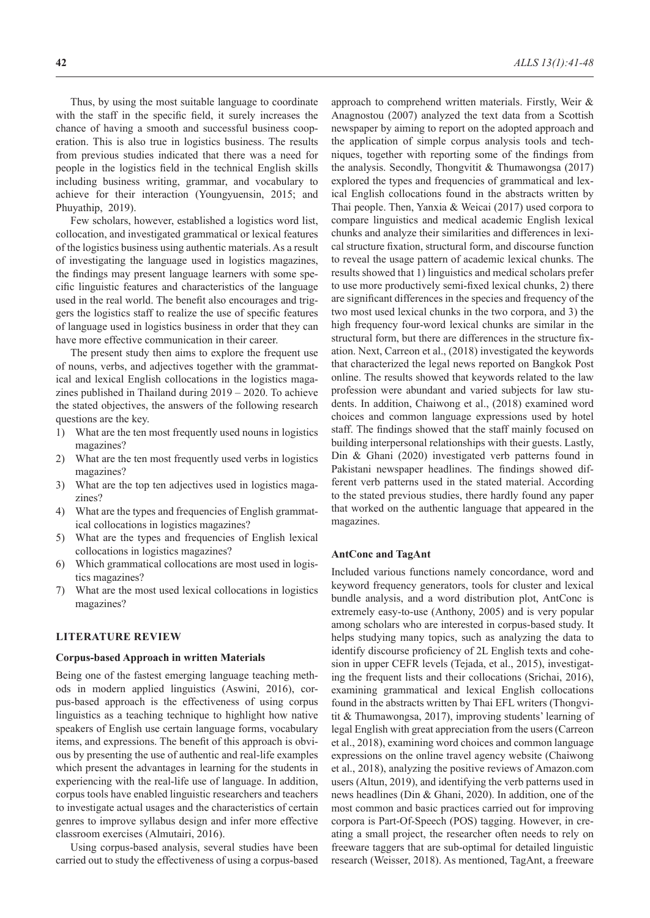Thus, by using the most suitable language to coordinate with the staff in the specific field, it surely increases the chance of having a smooth and successful business cooperation. This is also true in logistics business. The results from previous studies indicated that there was a need for people in the logistics field in the technical English skills including business writing, grammar, and vocabulary to achieve for their interaction (Youngyuensin, 2015; and Phuyathip, 2019).

Few scholars, however, established a logistics word list, collocation, and investigated grammatical or lexical features of the logistics business using authentic materials. As a result of investigating the language used in logistics magazines, the findings may present language learners with some specific linguistic features and characteristics of the language used in the real world. The benefit also encourages and triggers the logistics staff to realize the use of specific features of language used in logistics business in order that they can have more effective communication in their career.

The present study then aims to explore the frequent use of nouns, verbs, and adjectives together with the grammatical and lexical English collocations in the logistics magazines published in Thailand during 2019 – 2020. To achieve the stated objectives, the answers of the following research questions are the key.

1) What are the ten most frequently used nouns in logistics magazines?
2) What are the ten most frequently used verbs in logistics magazines?
3) What are the top ten adjectives used in logistics magazines?
4) What are the types and frequencies of English grammatical collocations in logistics magazines?
5) What are the types and frequencies of English lexical collocations in logistics magazines?
6) Which grammatical collocations are most used in logistics magazines?
7) What are the most used lexical collocations in logistics magazines?

## LITERATURE REVIEW

### Corpus-based Approach in written Materials

Being one of the fastest emerging language teaching methods in modern applied linguistics (Aswini, 2016), corpus-based approach is the effectiveness of using corpus linguistics as a teaching technique to highlight how native speakers of English use certain language forms, vocabulary items, and expressions. The benefit of this approach is obvious by presenting the use of authentic and real-life examples which present the advantages in learning for the students in experiencing with the real-life use of language. In addition, corpus tools have enabled linguistic researchers and teachers to investigate actual usages and the characteristics of certain genres to improve syllabus design and infer more effective classroom exercises (Almutairi, 2016).

Using corpus-based analysis, several studies have been carried out to study the effectiveness of using a corpus-based approach to comprehend written materials. Firstly, Weir & Anagnostou (2007) analyzed the text data from a Scottish newspaper by aiming to report on the adopted approach and the application of simple corpus analysis tools and techniques, together with reporting some of the findings from the analysis. Secondly, Thongvitit & Thumawongsa (2017) explored the types and frequencies of grammatical and lexical English collocations found in the abstracts written by Thai people. Then, Yanxia & Weicai (2017) used corpora to compare linguistics and medical academic English lexical chunks and analyze their similarities and differences in lexical structure fixation, structural form, and discourse function to reveal the usage pattern of academic lexical chunks. The results showed that 1) linguistics and medical scholars prefer to use more productively semi-fixed lexical chunks, 2) there are significant differences in the species and frequency of the two most used lexical chunks in the two corpora, and 3) the high frequency four-word lexical chunks are similar in the structural form, but there are differences in the structure fixation. Next, Carreon et al., (2018) investigated the keywords that characterized the legal news reported on Bangkok Post online. The results showed that keywords related to the law profession were abundant and varied subjects for law students. In addition, Chaiwong et al., (2018) examined word choices and common language expressions used by hotel staff. The findings showed that the staff mainly focused on building interpersonal relationships with their guests. Lastly, Din & Ghani (2020) investigated verb patterns found in Pakistani newspaper headlines. The findings showed different verb patterns used in the stated material. According to the stated previous studies, there hardly found any paper that worked on the authentic language that appeared in the magazines.

### AntConc and TagAnt

Included various functions namely concordance, word and keyword frequency generators, tools for cluster and lexical bundle analysis, and a word distribution plot, AntConc is extremely easy-to-use (Anthony, 2005) and is very popular among scholars who are interested in corpus-based study. It helps studying many topics, such as analyzing the data to identify discourse proficiency of 2L English texts and cohesion in upper CEFR levels (Tejada, et al., 2015), investigating the frequent lists and their collocations (Srichai, 2016), examining grammatical and lexical English collocations found in the abstracts written by Thai EFL writers (Thongvitit & Thumawongsa, 2017), improving students' learning of legal English with great appreciation from the users (Carreon et al., 2018), examining word choices and common language expressions on the online travel agency website (Chaiwong et al., 2018), analyzing the positive reviews of Amazon.com users (Altun, 2019), and identifying the verb patterns used in news headlines (Din & Ghani, 2020). In addition, one of the most common and basic practices carried out for improving corpora is Part-Of-Speech (POS) tagging. However, in creating a small project, the researcher often needs to rely on freeware taggers that are sub-optimal for detailed linguistic research (Weisser, 2018). As mentioned, TagAnt, a freeware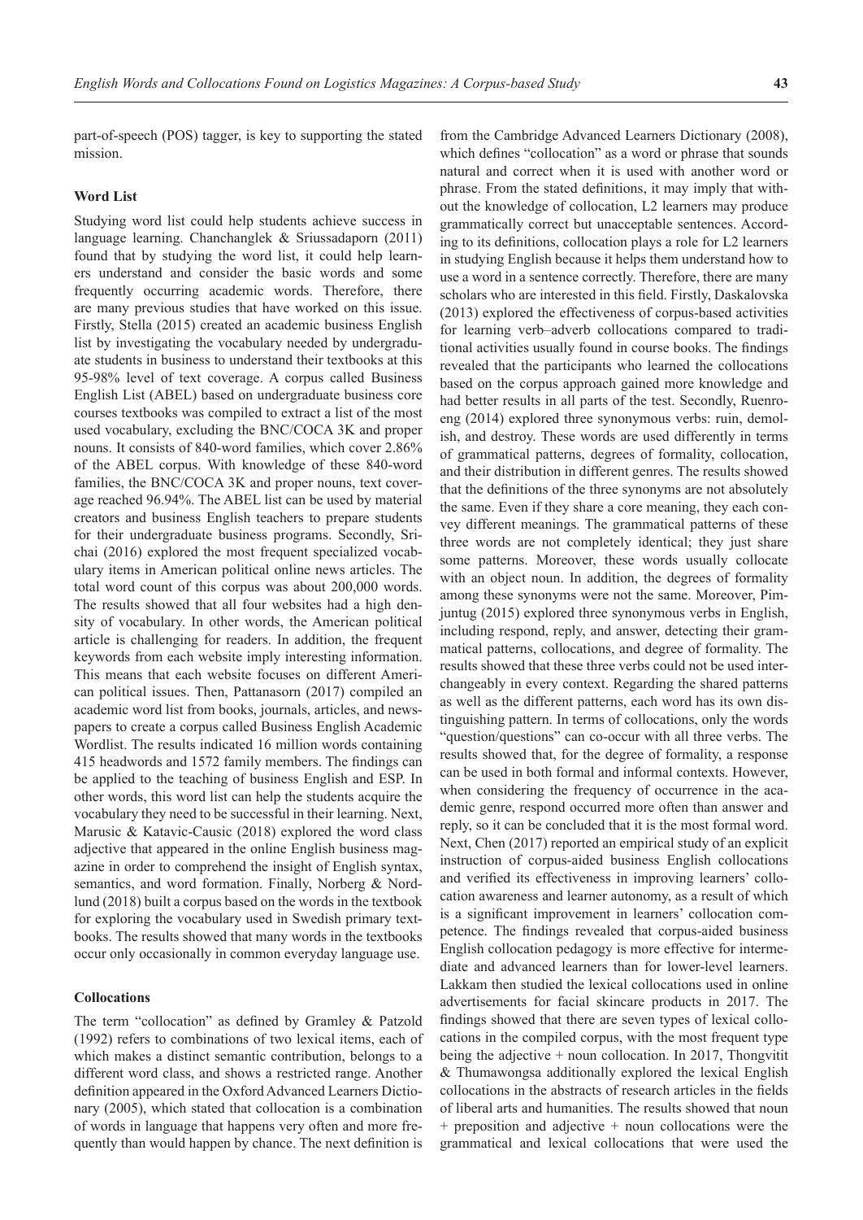part-of-speech (POS) tagger, is key to supporting the stated mission.

### Word List

Studying word list could help students achieve success in language learning. Chanchanglek & Sriussadaporn (2011) found that by studying the word list, it could help learners understand and consider the basic words and some frequently occurring academic words. Therefore, there are many previous studies that have worked on this issue. Firstly, Stella (2015) created an academic business English list by investigating the vocabulary needed by undergraduate students in business to understand their textbooks at this 95-98% level of text coverage. A corpus called Business English List (ABEL) based on undergraduate business core courses textbooks was compiled to extract a list of the most used vocabulary, excluding the BNC/COCA 3K and proper nouns. It consists of 840-word families, which cover 2.86% of the ABEL corpus. With knowledge of these 840-word families, the BNC/COCA 3K and proper nouns, text coverage reached 96.94%. The ABEL list can be used by material creators and business English teachers to prepare students for their undergraduate business programs. Secondly, Srichai (2016) explored the most frequent specialized vocabulary items in American political online news articles. The total word count of this corpus was about 200,000 words. The results showed that all four websites had a high density of vocabulary. In other words, the American political article is challenging for readers. In addition, the frequent keywords from each website imply interesting information. This means that each website focuses on different American political issues. Then, Pattanasorn (2017) compiled an academic word list from books, journals, articles, and newspapers to create a corpus called Business English Academic Wordlist. The results indicated 16 million words containing 415 headwords and 1572 family members. The findings can be applied to the teaching of business English and ESP. In other words, this word list can help the students acquire the vocabulary they need to be successful in their learning. Next, Marusic & Katavic-Causic (2018) explored the word class adjective that appeared in the online English business magazine in order to comprehend the insight of English syntax, semantics, and word formation. Finally, Norberg & Nordlund (2018) built a corpus based on the words in the textbook for exploring the vocabulary used in Swedish primary textbooks. The results showed that many words in the textbooks occur only occasionally in common everyday language use.

### Collocations

The term "collocation" as defined by Gramley & Patzold (1992) refers to combinations of two lexical items, each of which makes a distinct semantic contribution, belongs to a different word class, and shows a restricted range. Another definition appeared in the Oxford Advanced Learners Dictionary (2005), which stated that collocation is a combination of words in language that happens very often and more frequently than would happen by chance. The next definition is from the Cambridge Advanced Learners Dictionary (2008), which defines "collocation" as a word or phrase that sounds natural and correct when it is used with another word or phrase. From the stated definitions, it may imply that without the knowledge of collocation, L2 learners may produce grammatically correct but unacceptable sentences. According to its definitions, collocation plays a role for L2 learners in studying English because it helps them understand how to use a word in a sentence correctly. Therefore, there are many scholars who are interested in this field. Firstly, Daskalovska (2013) explored the effectiveness of corpus-based activities for learning verb–adverb collocations compared to traditional activities usually found in course books. The findings revealed that the participants who learned the collocations based on the corpus approach gained more knowledge and had better results in all parts of the test. Secondly, Ruenroeng (2014) explored three synonymous verbs: ruin, demolish, and destroy. These words are used differently in terms of grammatical patterns, degrees of formality, collocation, and their distribution in different genres. The results showed that the definitions of the three synonyms are not absolutely the same. Even if they share a core meaning, they each convey different meanings. The grammatical patterns of these three words are not completely identical; they just share some patterns. Moreover, these words usually collocate with an object noun. In addition, the degrees of formality among these synonyms were not the same. Moreover, Pimjuntug (2015) explored three synonymous verbs in English, including respond, reply, and answer, detecting their grammatical patterns, collocations, and degree of formality. The results showed that these three verbs could not be used interchangeably in every context. Regarding the shared patterns as well as the different patterns, each word has its own distinguishing pattern. In terms of collocations, only the words "question/questions" can co-occur with all three verbs. The results showed that, for the degree of formality, a response can be used in both formal and informal contexts. However, when considering the frequency of occurrence in the academic genre, respond occurred more often than answer and reply, so it can be concluded that it is the most formal word. Next, Chen (2017) reported an empirical study of an explicit instruction of corpus-aided business English collocations and verified its effectiveness in improving learners' collocation awareness and learner autonomy, as a result of which is a significant improvement in learners' collocation competence. The findings revealed that corpus-aided business English collocation pedagogy is more effective for intermediate and advanced learners than for lower-level learners. Lakkam then studied the lexical collocations used in online advertisements for facial skincare products in 2017. The findings showed that there are seven types of lexical collocations in the compiled corpus, with the most frequent type being the adjective + noun collocation. In 2017, Thongvitit & Thumawongsa additionally explored the lexical English collocations in the abstracts of research articles in the fields of liberal arts and humanities. The results showed that noun + preposition and adjective + noun collocations were the grammatical and lexical collocations that were used the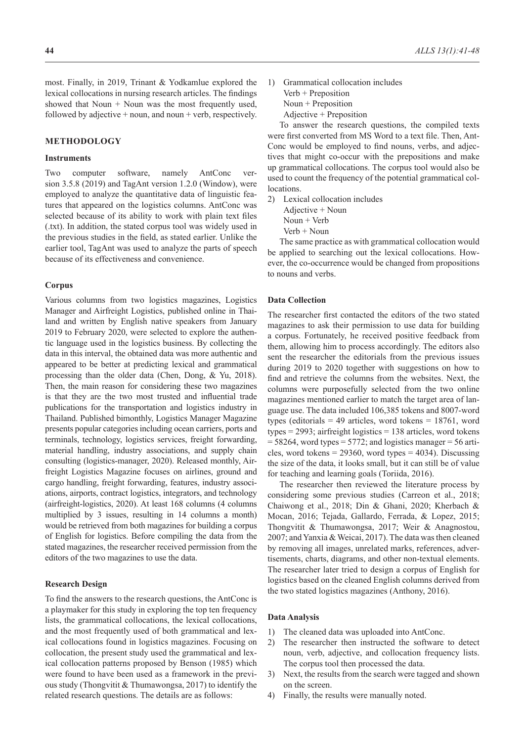most. Finally, in 2019, Trinant & Yodkamlue explored the lexical collocations in nursing research articles. The findings showed that Noun + Noun was the most frequently used, followed by adjective + noun, and noun + verb, respectively.

## METHODOLOGY

### Instruments

Two computer software, namely AntConc version 3.5.8 (2019) and TagAnt version 1.2.0 (Window), were employed to analyze the quantitative data of linguistic features that appeared on the logistics columns. AntConc was selected because of its ability to work with plain text files (.txt). In addition, the stated corpus tool was widely used in the previous studies in the field, as stated earlier. Unlike the earlier tool, TagAnt was used to analyze the parts of speech because of its effectiveness and convenience.

### Corpus

Various columns from two logistics magazines, Logistics Manager and Airfreight Logistics, published online in Thailand and written by English native speakers from January 2019 to February 2020, were selected to explore the authentic language used in the logistics business. By collecting the data in this interval, the obtained data was more authentic and appeared to be better at predicting lexical and grammatical processing than the older data (Chen, Dong, & Yu, 2018). Then, the main reason for considering these two magazines is that they are the two most trusted and influential trade publications for the transportation and logistics industry in Thailand. Published bimonthly, Logistics Manager Magazine presents popular categories including ocean carriers, ports and terminals, technology, logistics services, freight forwarding, material handling, industry associations, and supply chain consulting (logistics-manager, 2020). Released monthly, Airfreight Logistics Magazine focuses on airlines, ground and cargo handling, freight forwarding, features, industry associations, airports, contract logistics, integrators, and technology (airfreight-logistics, 2020). At least 168 columns (4 columns multiplied by 3 issues, resulting in 14 columns a month) would be retrieved from both magazines for building a corpus of English for logistics. Before compiling the data from the stated magazines, the researcher received permission from the editors of the two magazines to use the data.

### Research Design

To find the answers to the research questions, the AntConc is a playmaker for this study in exploring the top ten frequency lists, the grammatical collocations, the lexical collocations, and the most frequently used of both grammatical and lexical collocations found in logistics magazines. Focusing on collocation, the present study used the grammatical and lexical collocation patterns proposed by Benson (1985) which were found to have been used as a framework in the previous study (Thongvitit & Thumawongsa, 2017) to identify the related research questions. The details are as follows:

1) Grammatical collocation includes
   Verb + Preposition
   Noun + Preposition
   Adjective + Preposition

To answer the research questions, the compiled texts were first converted from MS Word to a text file. Then, AntConc would be employed to find nouns, verbs, and adjectives that might co-occur with the prepositions and make up grammatical collocations. The corpus tool would also be used to count the frequency of the potential grammatical collocations.

2) Lexical collocation includes
   Adjective + Noun
   Noun + Verb
   Verb + Noun

The same practice as with grammatical collocation would be applied to searching out the lexical collocations. However, the co-occurrence would be changed from propositions to nouns and verbs.

### Data Collection

The researcher first contacted the editors of the two stated magazines to ask their permission to use data for building a corpus. Fortunately, he received positive feedback from them, allowing him to process accordingly. The editors also sent the researcher the editorials from the previous issues during 2019 to 2020 together with suggestions on how to find and retrieve the columns from the websites. Next, the columns were purposefully selected from the two online magazines mentioned earlier to match the target area of language use. The data included 106,385 tokens and 8007-word types (editorials = 49 articles, word tokens = 18761, word types = 2993; airfreight logistics = 138 articles, word tokens = 58264, word types = 5772; and logistics manager = 56 articles, word tokens = 29360, word types = 4034). Discussing the size of the data, it looks small, but it can still be of value for teaching and learning goals (Toriida, 2016).

The researcher then reviewed the literature process by considering some previous studies (Carreon et al., 2018; Chaiwong et al., 2018; Din & Ghani, 2020; Kherbach & Mocan, 2016; Tejada, Gallardo, Ferrada, & Lopez, 2015; Thongvitit & Thumawongsa, 2017; Weir & Anagnostou, 2007; and Yanxia & Weicai, 2017). The data was then cleaned by removing all images, unrelated marks, references, advertisements, charts, diagrams, and other non-textual elements. The researcher later tried to design a corpus of English for logistics based on the cleaned English columns derived from the two stated logistics magazines (Anthony, 2016).

### Data Analysis

1) The cleaned data was uploaded into AntConc.
2) The researcher then instructed the software to detect noun, verb, adjective, and collocation frequency lists. The corpus tool then processed the data.
3) Next, the results from the search were tagged and shown on the screen.
4) Finally, the results were manually noted.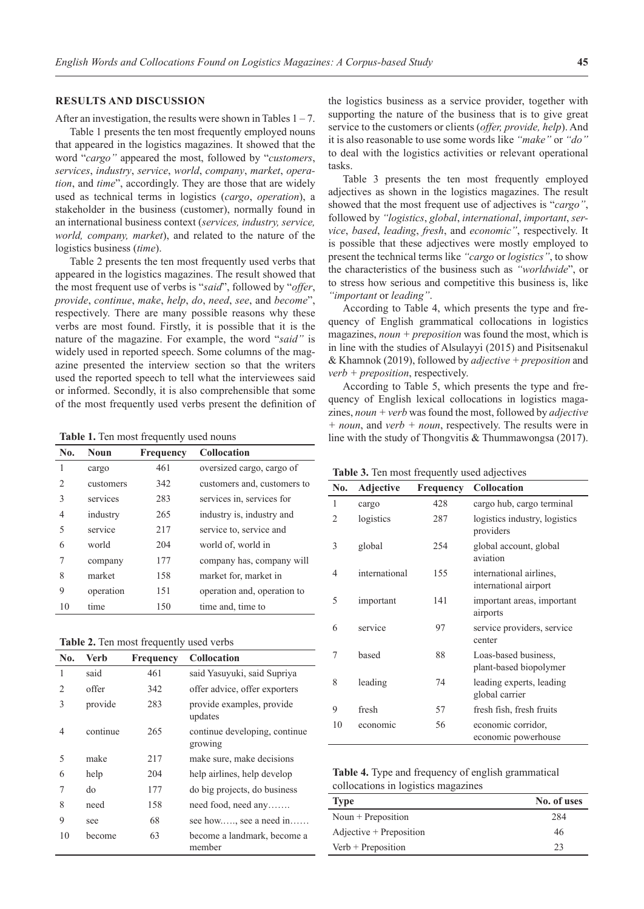## RESULTS AND DISCUSSION

After an investigation, the results were shown in Tables 1 – 7.

Table 1 presents the ten most frequently employed nouns that appeared in the logistics magazines. It showed that the word "*cargo"* appeared the most, followed by "*customers*, *services*, *industry*, *service*, *world*, *company*, *market*, *operation*, and *time*", accordingly. They are those that are widely used as technical terms in logistics (*cargo*, *operation*), a stakeholder in the business (customer), normally found in an international business context (*services, industry, service, world, company, market*), and related to the nature of the logistics business (*time*).

Table 2 presents the ten most frequently used verbs that appeared in the logistics magazines. The result showed that the most frequent use of verbs is "*said*", followed by "*offer*, *provide*, *continue*, *make*, *help*, *do*, *need*, *see*, and *become*", respectively. There are many possible reasons why these verbs are most found. Firstly, it is possible that it is the nature of the magazine. For example, the word "*said"* is widely used in reported speech. Some columns of the magazine presented the interview section so that the writers used the reported speech to tell what the interviewees said or informed. Secondly, it is also comprehensible that some of the most frequently used verbs present the definition of the logistics business as a service provider, together with supporting the nature of the business that is to give great service to the customers or clients (*offer, provide, help*). And it is also reasonable to use some words like *"make"* or *"do"* to deal with the logistics activities or relevant operational tasks.

**Table 1.** Ten most frequently used nouns

| No. | Noun | Frequency | Collocation |
|---|---|---|---|
| 1 | cargo | 461 | oversized cargo, cargo of |
| 2 | customers | 342 | customers and, customers to |
| 3 | services | 283 | services in, services for |
| 4 | industry | 265 | industry is, industry and |
| 5 | service | 217 | service to, service and |
| 6 | world | 204 | world of, world in |
| 7 | company | 177 | company has, company will |
| 8 | market | 158 | market for, market in |
| 9 | operation | 151 | operation and, operation to |
| 10 | time | 150 | time and, time to |

**Table 2.** Ten most frequently used verbs

| No. | Verb | Frequency | Collocation |
|---|---|---|---|
| 1 | said | 461 | said Yasuyuki, said Supriya |
| 2 | offer | 342 | offer advice, offer exporters |
| 3 | provide | 283 | provide examples, provide updates |
| 4 | continue | 265 | continue developing, continue growing |
| 5 | make | 217 | make sure, make decisions |
| 6 | help | 204 | help airlines, help develop |
| 7 | do | 177 | do big projects, do business |
| 8 | need | 158 | need food, need any……. |
| 9 | see | 68 | see how….., see a need in…… |
| 10 | become | 63 | become a landmark, become a member |

Table 3 presents the ten most frequently employed adjectives as shown in the logistics magazines. The result showed that the most frequent use of adjectives is "*cargo"*, followed by *"logistics*, *global*, *international*, *important*, *service*, *based*, *leading*, *fresh*, and *economic"*, respectively. It is possible that these adjectives were mostly employed to present the technical terms like *"cargo* or *logistics"*, to show the characteristics of the business such as *"worldwide*", or to stress how serious and competitive this business is, like *"important* or *leading"*.

According to Table 4, which presents the type and frequency of English grammatical collocations in logistics magazines, *noun* + *preposition* was found the most, which is in line with the studies of Alsulayyi (2015) and Pisitsenakul & Khamnok (2019), followed by *adjective* + *preposition* and *verb* + *preposition*, respectively.

According to Table 5, which presents the type and frequency of English lexical collocations in logistics magazines, *noun + verb* was found the most, followed by *adjective + noun*, and *verb + noun*, respectively. The results were in line with the study of Thongvitis & Thummawongsa (2017).

**Table 3.** Ten most frequently used adjectives

| No. | Adjective | Frequency | Collocation |
|---|---|---|---|
| 1 | cargo | 428 | cargo hub, cargo terminal |
| 2 | logistics | 287 | logistics industry, logistics providers |
| 3 | global | 254 | global account, global aviation |
| 4 | international | 155 | international airlines, international airport |
| 5 | important | 141 | important areas, important airports |
| 6 | service | 97 | service providers, service center |
| 7 | based | 88 | Loas-based business, plant-based biopolymer |
| 8 | leading | 74 | leading experts, leading global carrier |
| 9 | fresh | 57 | fresh fish, fresh fruits |
| 10 | economic | 56 | economic corridor, economic powerhouse |

**Table 4.** Type and frequency of english grammatical collocations in logistics magazines

| Type | No. of uses |
|---|---|
| Noun + Preposition | 284 |
| Adjective + Preposition | 46 |
| Verb + Preposition | 23 |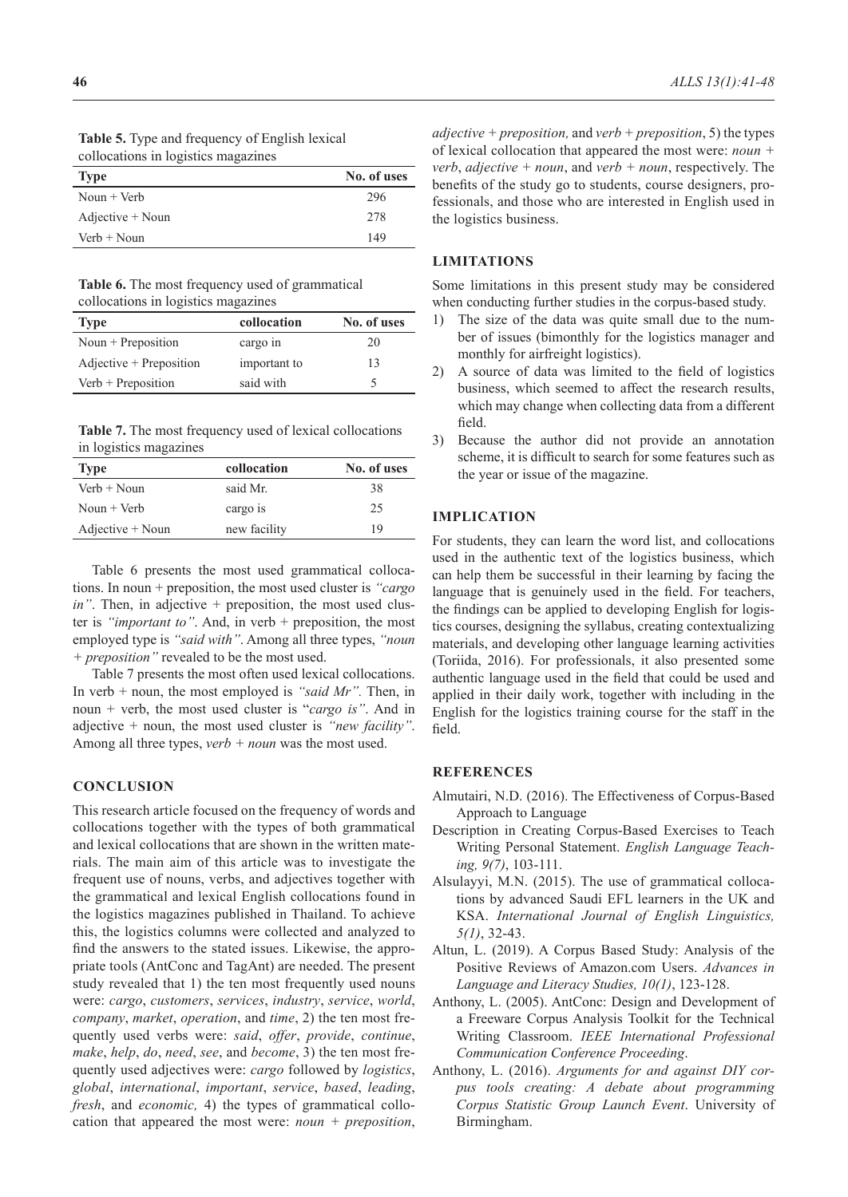**Table 5.** Type and frequency of English lexical collocations in logistics magazines

| Type | No. of uses |
|---|---|
| Noun + Verb | 296 |
| Adjective + Noun | 278 |
| Verb + Noun | 149 |

**Table 6.** The most frequency used of grammatical collocations in logistics magazines

| Type | collocation | No. of uses |
|---|---|---|
| Noun + Preposition | cargo in | 20 |
| Adjective + Preposition | important to | 13 |
| Verb + Preposition | said with | 5 |

**Table 7.** The most frequency used of lexical collocations in logistics magazines

| Type | collocation | No. of uses |
|---|---|---|
| Verb + Noun | said Mr. | 38 |
| Noun + Verb | cargo is | 25 |
| Adjective + Noun | new facility | 19 |

Table 6 presents the most used grammatical collocations. In noun + preposition, the most used cluster is *"cargo in"*. Then, in adjective + preposition, the most used cluster is *"important to"*. And, in verb + preposition, the most employed type is *"said with"*. Among all three types, *"noun + preposition"* revealed to be the most used.

Table 7 presents the most often used lexical collocations. In verb + noun, the most employed is *"said Mr"*. Then, in noun + verb, the most used cluster is "*cargo is"*. And in adjective + noun, the most used cluster is *"new facility"*. Among all three types, *verb + noun* was the most used.

## CONCLUSION

This research article focused on the frequency of words and collocations together with the types of both grammatical and lexical collocations that are shown in the written materials. The main aim of this article was to investigate the frequent use of nouns, verbs, and adjectives together with the grammatical and lexical English collocations found in the logistics magazines published in Thailand. To achieve this, the logistics columns were collected and analyzed to find the answers to the stated issues. Likewise, the appropriate tools (AntConc and TagAnt) are needed. The present study revealed that 1) the ten most frequently used nouns were: *cargo*, *customers*, *services*, *industry*, *service*, *world*, *company*, *market*, *operation*, and *time*, 2) the ten most frequently used verbs were: *said*, *offer*, *provide*, *continue*, *make*, *help*, *do*, *need*, *see*, and *become*, 3) the ten most frequently used adjectives were: *cargo* followed by *logistics*, *global*, *international*, *important*, *service*, *based*, *leading*, *fresh*, and *economic,* 4) the types of grammatical collocation that appeared the most were: *noun + preposition*, *adjective + preposition,* and *verb + preposition*, 5) the types of lexical collocation that appeared the most were: *noun + verb*, *adjective + noun*, and *verb + noun*, respectively. The benefits of the study go to students, course designers, professionals, and those who are interested in English used in the logistics business.

## LIMITATIONS

Some limitations in this present study may be considered when conducting further studies in the corpus-based study.

1) The size of the data was quite small due to the number of issues (bimonthly for the logistics manager and monthly for airfreight logistics).
2) A source of data was limited to the field of logistics business, which seemed to affect the research results, which may change when collecting data from a different field.
3) Because the author did not provide an annotation scheme, it is difficult to search for some features such as the year or issue of the magazine.

## IMPLICATION

For students, they can learn the word list, and collocations used in the authentic text of the logistics business, which can help them be successful in their learning by facing the language that is genuinely used in the field. For teachers, the findings can be applied to developing English for logistics courses, designing the syllabus, creating contextualizing materials, and developing other language learning activities (Toriida, 2016). For professionals, it also presented some authentic language used in the field that could be used and applied in their daily work, together with including in the English for the logistics training course for the staff in the field.

## REFERENCES

Almutairi, N.D. (2016). The Effectiveness of Corpus-Based Approach to Language

Description in Creating Corpus-Based Exercises to Teach Writing Personal Statement. *English Language Teaching, 9(7)*, 103-111.

Alsulayyi, M.N. (2015). The use of grammatical collocations by advanced Saudi EFL learners in the UK and KSA. *International Journal of English Linguistics, 5(1)*, 32-43.

Altun, L. (2019). A Corpus Based Study: Analysis of the Positive Reviews of Amazon.com Users. *Advances in Language and Literacy Studies, 10(1)*, 123-128.

Anthony, L. (2005). AntConc: Design and Development of a Freeware Corpus Analysis Toolkit for the Technical Writing Classroom. *IEEE International Professional Communication Conference Proceeding*.

Anthony, L. (2016). *Arguments for and against DIY corpus tools creating: A debate about programming Corpus Statistic Group Launch Event*. University of Birmingham.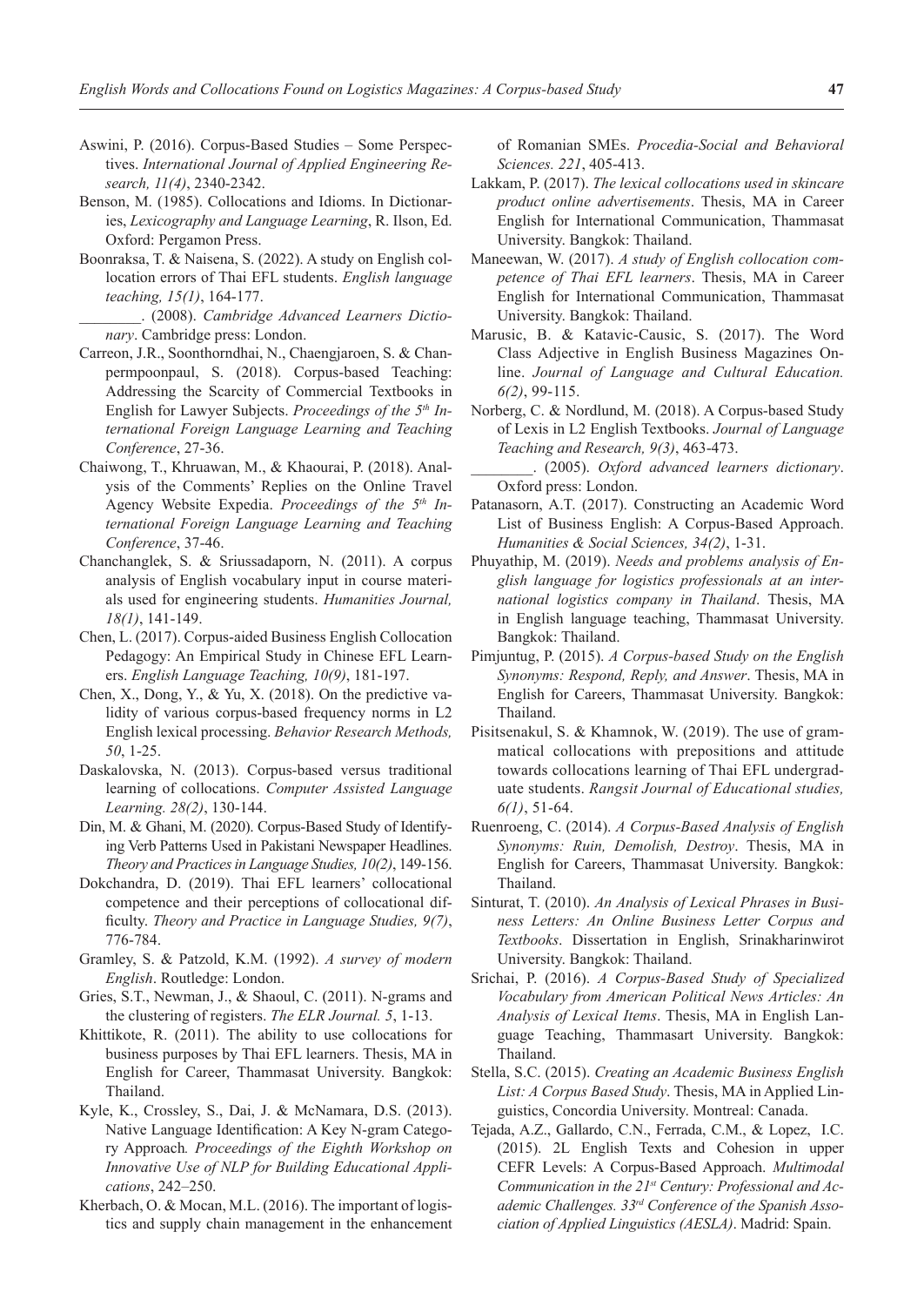Aswini, P. (2016). Corpus-Based Studies – Some Perspectives. *International Journal of Applied Engineering Research, 11(4)*, 2340-2342.

Benson, M. (1985). Collocations and Idioms. In Dictionaries, *Lexicography and Language Learning*, R. Ilson, Ed. Oxford: Pergamon Press.

Boonraksa, T. & Naisena, S. (2022). A study on English collocation errors of Thai EFL students. *English language teaching, 15(1)*, 164-177.

________. (2008). *Cambridge Advanced Learners Dictionary*. Cambridge press: London.

Carreon, J.R., Soonthorndhai, N., Chaengjaroen, S. & Chanpermpoonpaul, S. (2018). Corpus-based Teaching: Addressing the Scarcity of Commercial Textbooks in English for Lawyer Subjects. *Proceedings of the 5th International Foreign Language Learning and Teaching Conference*, 27-36.

Chaiwong, T., Khruawan, M., & Khaourai, P. (2018). Analysis of the Comments' Replies on the Online Travel Agency Website Expedia. *Proceedings of the 5th International Foreign Language Learning and Teaching Conference*, 37-46.

Chanchanglek, S. & Sriussadaporn, N. (2011). A corpus analysis of English vocabulary input in course materials used for engineering students. *Humanities Journal, 18(1)*, 141-149.

Chen, L. (2017). Corpus-aided Business English Collocation Pedagogy: An Empirical Study in Chinese EFL Learners. *English Language Teaching, 10(9)*, 181-197.

Chen, X., Dong, Y., & Yu, X. (2018). On the predictive validity of various corpus-based frequency norms in L2 English lexical processing. *Behavior Research Methods, 50*, 1-25.

Daskalovska, N. (2013). Corpus-based versus traditional learning of collocations. *Computer Assisted Language Learning. 28(2)*, 130-144.

Din, M. & Ghani, M. (2020). Corpus-Based Study of Identifying Verb Patterns Used in Pakistani Newspaper Headlines. *Theory and Practices in Language Studies, 10(2)*, 149-156.

Dokchandra, D. (2019). Thai EFL learners' collocational competence and their perceptions of collocational difficulty. *Theory and Practice in Language Studies, 9(7)*, 776-784.

Gramley, S. & Patzold, K.M. (1992). *A survey of modern English*. Routledge: London.

Gries, S.T., Newman, J., & Shaoul, C. (2011). N-grams and the clustering of registers. *The ELR Journal. 5*, 1-13.

Khittikote, R. (2011). The ability to use collocations for business purposes by Thai EFL learners. Thesis, MA in English for Career, Thammasat University. Bangkok: Thailand.

Kyle, K., Crossley, S., Dai, J. & McNamara, D.S. (2013). Native Language Identification: A Key N-gram Category Approach*. Proceedings of the Eighth Workshop on Innovative Use of NLP for Building Educational Applications*, 242–250.

Kherbach, O. & Mocan, M.L. (2016). The important of logistics and supply chain management in the enhancement of Romanian SMEs. *Procedia-Social and Behavioral Sciences. 221*, 405-413.

Lakkam, P. (2017). *The lexical collocations used in skincare product online advertisements*. Thesis, MA in Career English for International Communication, Thammasat University. Bangkok: Thailand.

Maneewan, W. (2017). *A study of English collocation competence of Thai EFL learners*. Thesis, MA in Career English for International Communication, Thammasat University. Bangkok: Thailand.

Marusic, B. & Katavic-Causic, S. (2017). The Word Class Adjective in English Business Magazines Online. *Journal of Language and Cultural Education. 6(2)*, 99-115.

Norberg, C. & Nordlund, M. (2018). A Corpus-based Study of Lexis in L2 English Textbooks. *Journal of Language Teaching and Research, 9(3)*, 463-473.

________. (2005). *Oxford advanced learners dictionary*. Oxford press: London.

Patanasorn, A.T. (2017). Constructing an Academic Word List of Business English: A Corpus-Based Approach. *Humanities & Social Sciences, 34(2)*, 1-31.

Phuyathip, M. (2019). *Needs and problems analysis of English language for logistics professionals at an international logistics company in Thailand*. Thesis, MA in English language teaching, Thammasat University. Bangkok: Thailand.

Pimjuntug, P. (2015). *A Corpus-based Study on the English Synonyms: Respond, Reply, and Answer*. Thesis, MA in English for Careers, Thammasat University. Bangkok: Thailand.

Pisitsenakul, S. & Khamnok, W. (2019). The use of grammatical collocations with prepositions and attitude towards collocations learning of Thai EFL undergraduate students. *Rangsit Journal of Educational studies, 6(1)*, 51-64.

Ruenroeng, C. (2014). *A Corpus-Based Analysis of English Synonyms: Ruin, Demolish, Destroy*. Thesis, MA in English for Careers, Thammasat University. Bangkok: Thailand.

Sinturat, T. (2010). *An Analysis of Lexical Phrases in Business Letters: An Online Business Letter Corpus and Textbooks*. Dissertation in English, Srinakharinwirot University. Bangkok: Thailand.

Srichai, P. (2016). *A Corpus-Based Study of Specialized Vocabulary from American Political News Articles: An Analysis of Lexical Items*. Thesis, MA in English Language Teaching, Thammasart University. Bangkok: Thailand.

Stella, S.C. (2015). *Creating an Academic Business English List: A Corpus Based Study*. Thesis, MA in Applied Linguistics, Concordia University. Montreal: Canada.

Tejada, A.Z., Gallardo, C.N., Ferrada, C.M., & Lopez, I.C. (2015). 2L English Texts and Cohesion in upper CEFR Levels: A Corpus-Based Approach. *Multimodal Communication in the 21st Century: Professional and Academic Challenges. 33rd Conference of the Spanish Association of Applied Linguistics (AESLA)*. Madrid: Spain.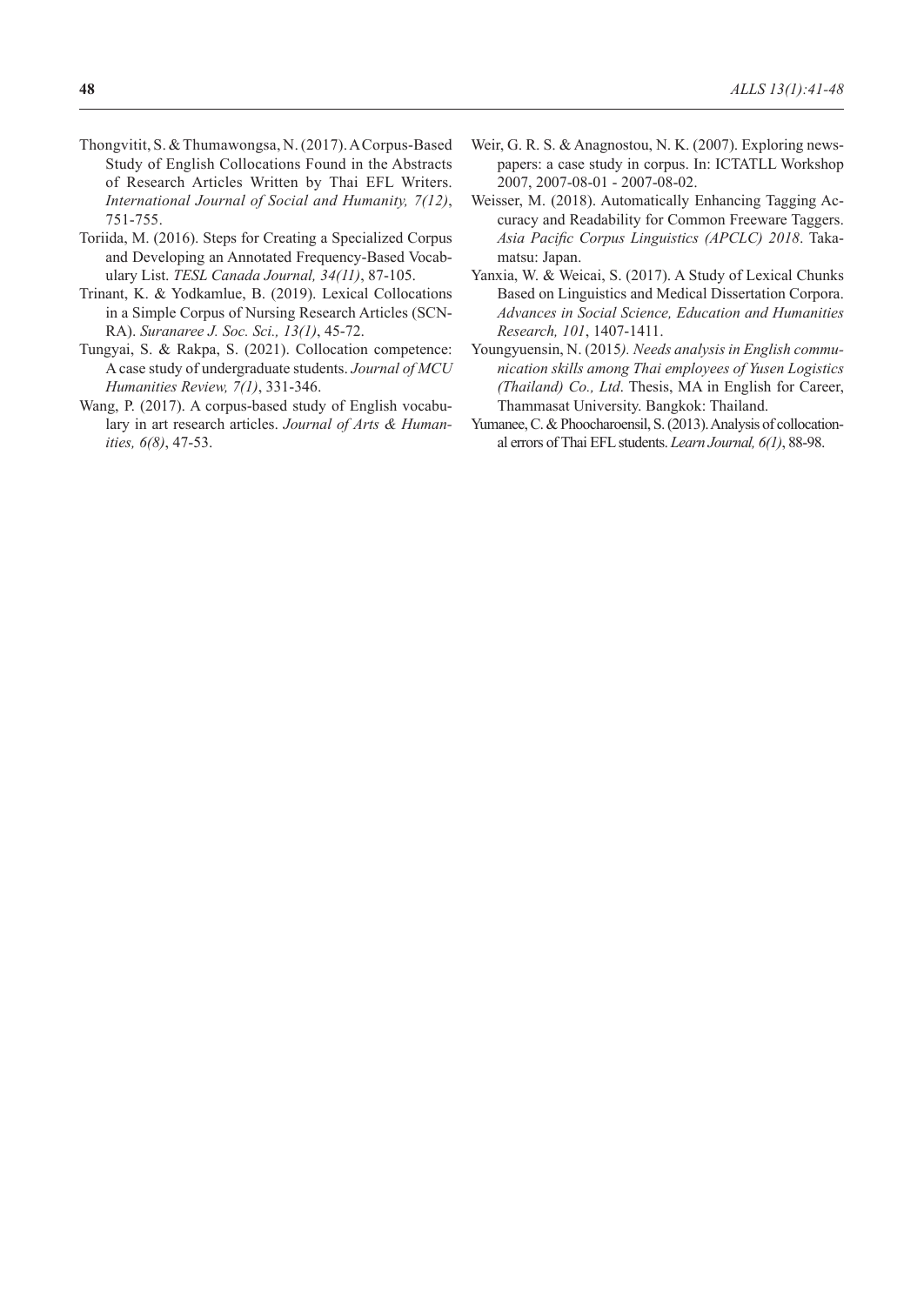Thongvitit, S. & Thumawongsa, N. (2017). A Corpus-Based Study of English Collocations Found in the Abstracts of Research Articles Written by Thai EFL Writers. *International Journal of Social and Humanity, 7(12)*, 751-755.

Toriida, M. (2016). Steps for Creating a Specialized Corpus and Developing an Annotated Frequency-Based Vocabulary List. *TESL Canada Journal, 34(11)*, 87-105.

Trinant, K. & Yodkamlue, B. (2019). Lexical Collocations in a Simple Corpus of Nursing Research Articles (SCN-RA). *Suranaree J. Soc. Sci., 13(1)*, 45-72.

Tungyai, S. & Rakpa, S. (2021). Collocation competence: A case study of undergraduate students. *Journal of MCU Humanities Review, 7(1)*, 331-346.

Wang, P. (2017). A corpus-based study of English vocabulary in art research articles. *Journal of Arts & Humanities, 6(8)*, 47-53.

Weir, G. R. S. & Anagnostou, N. K. (2007). Exploring newspapers: a case study in corpus. In: ICTATLL Workshop 2007, 2007-08-01 - 2007-08-02.

Weisser, M. (2018). Automatically Enhancing Tagging Accuracy and Readability for Common Freeware Taggers. *Asia Pacific Corpus Linguistics (APCLC) 2018*. Takamatsu: Japan.

Yanxia, W. & Weicai, S. (2017). A Study of Lexical Chunks Based on Linguistics and Medical Dissertation Corpora. *Advances in Social Science, Education and Humanities Research, 101*, 1407-1411.

Youngyuensin, N. (2015*). Needs analysis in English communication skills among Thai employees of Yusen Logistics (Thailand) Co., Ltd*. Thesis, MA in English for Career, Thammasat University. Bangkok: Thailand.

Yumanee, C. & Phoocharoensil, S. (2013). Analysis of collocational errors of Thai EFL students. *Learn Journal, 6(1)*, 88-98.